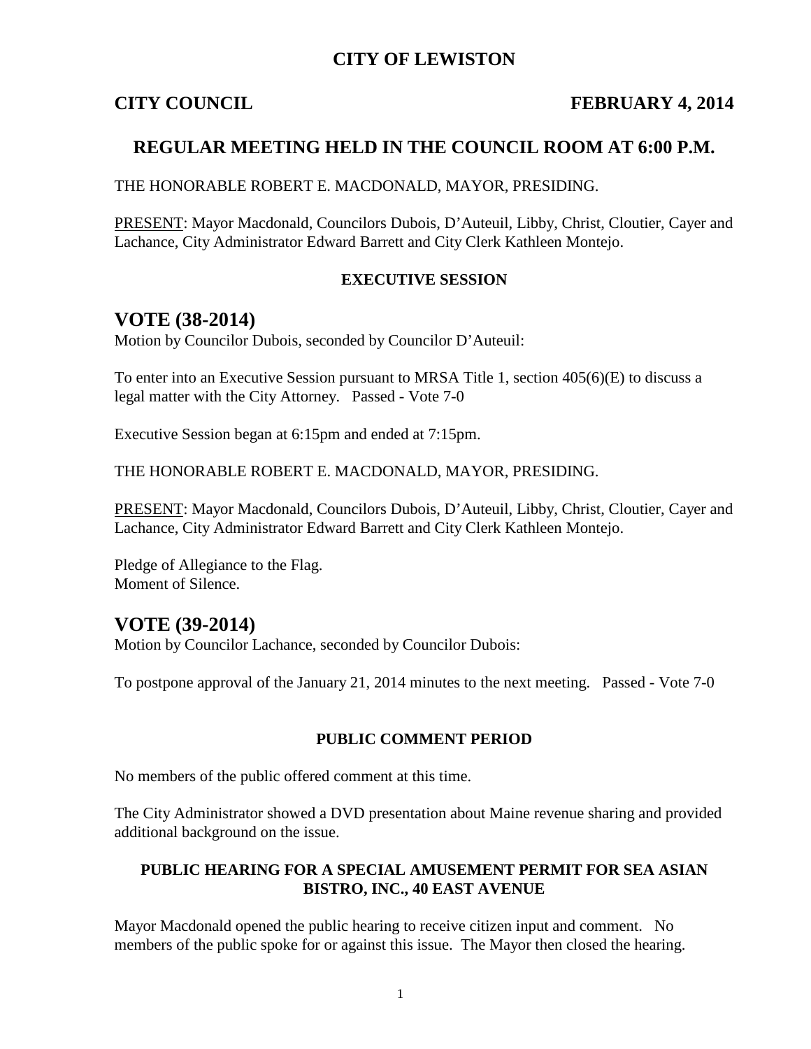# CITY OF LEWISTON

**CITY COUNCIL** **FEBRUARY 4, 2014**

## REGULAR MEETING HELD IN THE COUNCIL ROOM AT 6:00 P.M.

THE HONORABLE ROBERT E. MACDONALD, MAYOR, PRESIDING.

PRESENT: Mayor Macdonald, Councilors Dubois, D'Auteuil, Libby, Christ, Cloutier, Cayer and Lachance, City Administrator Edward Barrett and City Clerk Kathleen Montejo.

### EXECUTIVE SESSION

## VOTE (38-2014)

Motion by Councilor Dubois, seconded by Councilor D'Auteuil:

To enter into an Executive Session pursuant to MRSA Title 1, section 405(6)(E) to discuss a legal matter with the City Attorney. Passed - Vote 7-0

Executive Session began at 6:15pm and ended at 7:15pm.

THE HONORABLE ROBERT E. MACDONALD, MAYOR, PRESIDING.

PRESENT: Mayor Macdonald, Councilors Dubois, D'Auteuil, Libby, Christ, Cloutier, Cayer and Lachance, City Administrator Edward Barrett and City Clerk Kathleen Montejo.

Pledge of Allegiance to the Flag.
Moment of Silence.

## VOTE (39-2014)

Motion by Councilor Lachance, seconded by Councilor Dubois:

To postpone approval of the January 21, 2014 minutes to the next meeting. Passed - Vote 7-0

### PUBLIC COMMENT PERIOD

No members of the public offered comment at this time.

The City Administrator showed a DVD presentation about Maine revenue sharing and provided additional background on the issue.

### PUBLIC HEARING FOR A SPECIAL AMUSEMENT PERMIT FOR SEA ASIAN BISTRO, INC., 40 EAST AVENUE

Mayor Macdonald opened the public hearing to receive citizen input and comment. No members of the public spoke for or against this issue. The Mayor then closed the hearing.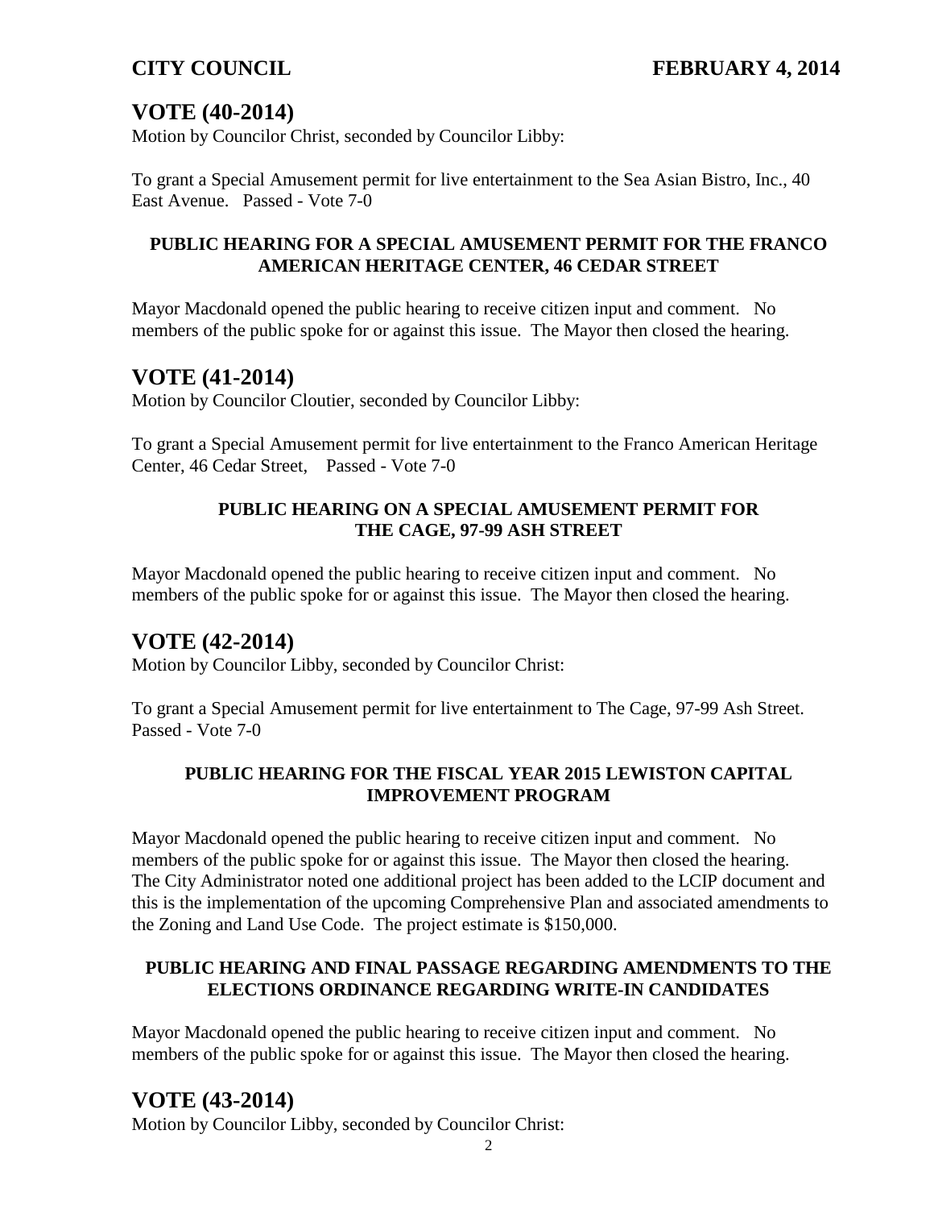## VOTE (40-2014)

Motion by Councilor Christ, seconded by Councilor Libby:

To grant a Special Amusement permit for live entertainment to the Sea Asian Bistro, Inc., 40 East Avenue. Passed - Vote 7-0

### PUBLIC HEARING FOR A SPECIAL AMUSEMENT PERMIT FOR THE FRANCO AMERICAN HERITAGE CENTER, 46 CEDAR STREET

Mayor Macdonald opened the public hearing to receive citizen input and comment. No members of the public spoke for or against this issue. The Mayor then closed the hearing.

## VOTE (41-2014)

Motion by Councilor Cloutier, seconded by Councilor Libby:

To grant a Special Amusement permit for live entertainment to the Franco American Heritage Center, 46 Cedar Street, Passed - Vote 7-0

### PUBLIC HEARING ON A SPECIAL AMUSEMENT PERMIT FOR THE CAGE, 97-99 ASH STREET

Mayor Macdonald opened the public hearing to receive citizen input and comment. No members of the public spoke for or against this issue. The Mayor then closed the hearing.

## VOTE (42-2014)

Motion by Councilor Libby, seconded by Councilor Christ:

To grant a Special Amusement permit for live entertainment to The Cage, 97-99 Ash Street. Passed - Vote 7-0

### PUBLIC HEARING FOR THE FISCAL YEAR 2015 LEWISTON CAPITAL IMPROVEMENT PROGRAM

Mayor Macdonald opened the public hearing to receive citizen input and comment. No members of the public spoke for or against this issue. The Mayor then closed the hearing. The City Administrator noted one additional project has been added to the LCIP document and this is the implementation of the upcoming Comprehensive Plan and associated amendments to the Zoning and Land Use Code. The project estimate is $150,000.

### PUBLIC HEARING AND FINAL PASSAGE REGARDING AMENDMENTS TO THE ELECTIONS ORDINANCE REGARDING WRITE-IN CANDIDATES

Mayor Macdonald opened the public hearing to receive citizen input and comment. No members of the public spoke for or against this issue. The Mayor then closed the hearing.

## VOTE (43-2014)

Motion by Councilor Libby, seconded by Councilor Christ: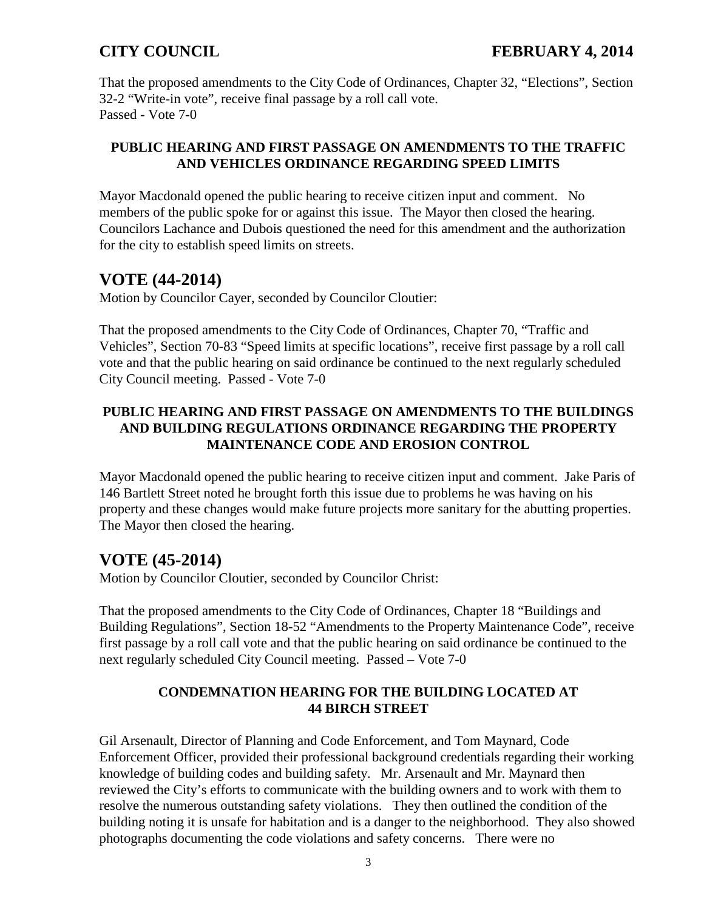That the proposed amendments to the City Code of Ordinances, Chapter 32, "Elections", Section 32-2 "Write-in vote", receive final passage by a roll call vote.
Passed - Vote 7-0

**PUBLIC HEARING AND FIRST PASSAGE ON AMENDMENTS TO THE TRAFFIC AND VEHICLES ORDINANCE REGARDING SPEED LIMITS**

Mayor Macdonald opened the public hearing to receive citizen input and comment. No members of the public spoke for or against this issue. The Mayor then closed the hearing. Councilors Lachance and Dubois questioned the need for this amendment and the authorization for the city to establish speed limits on streets.

## VOTE (44-2014)

Motion by Councilor Cayer, seconded by Councilor Cloutier:

That the proposed amendments to the City Code of Ordinances, Chapter 70, "Traffic and Vehicles", Section 70-83 "Speed limits at specific locations", receive first passage by a roll call vote and that the public hearing on said ordinance be continued to the next regularly scheduled City Council meeting. Passed - Vote 7-0

**PUBLIC HEARING AND FIRST PASSAGE ON AMENDMENTS TO THE BUILDINGS AND BUILDING REGULATIONS ORDINANCE REGARDING THE PROPERTY MAINTENANCE CODE AND EROSION CONTROL**

Mayor Macdonald opened the public hearing to receive citizen input and comment. Jake Paris of 146 Bartlett Street noted he brought forth this issue due to problems he was having on his property and these changes would make future projects more sanitary for the abutting properties. The Mayor then closed the hearing.

## VOTE (45-2014)

Motion by Councilor Cloutier, seconded by Councilor Christ:

That the proposed amendments to the City Code of Ordinances, Chapter 18 "Buildings and Building Regulations", Section 18-52 "Amendments to the Property Maintenance Code", receive first passage by a roll call vote and that the public hearing on said ordinance be continued to the next regularly scheduled City Council meeting. Passed – Vote 7-0

**CONDEMNATION HEARING FOR THE BUILDING LOCATED AT 44 BIRCH STREET**

Gil Arsenault, Director of Planning and Code Enforcement, and Tom Maynard, Code Enforcement Officer, provided their professional background credentials regarding their working knowledge of building codes and building safety. Mr. Arsenault and Mr. Maynard then reviewed the City's efforts to communicate with the building owners and to work with them to resolve the numerous outstanding safety violations. They then outlined the condition of the building noting it is unsafe for habitation and is a danger to the neighborhood. They also showed photographs documenting the code violations and safety concerns. There were no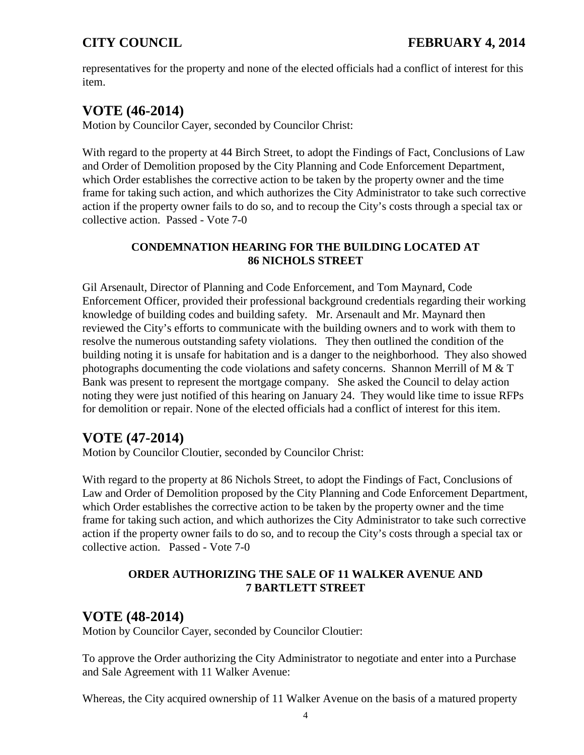representatives for the property and none of the elected officials had a conflict of interest for this item.

## VOTE (46-2014)

Motion by Councilor Cayer, seconded by Councilor Christ:

With regard to the property at 44 Birch Street, to adopt the Findings of Fact, Conclusions of Law and Order of Demolition proposed by the City Planning and Code Enforcement Department, which Order establishes the corrective action to be taken by the property owner and the time frame for taking such action, and which authorizes the City Administrator to take such corrective action if the property owner fails to do so, and to recoup the City's costs through a special tax or collective action. Passed - Vote 7-0

### CONDEMNATION HEARING FOR THE BUILDING LOCATED AT 86 NICHOLS STREET

Gil Arsenault, Director of Planning and Code Enforcement, and Tom Maynard, Code Enforcement Officer, provided their professional background credentials regarding their working knowledge of building codes and building safety. Mr. Arsenault and Mr. Maynard then reviewed the City's efforts to communicate with the building owners and to work with them to resolve the numerous outstanding safety violations. They then outlined the condition of the building noting it is unsafe for habitation and is a danger to the neighborhood. They also showed photographs documenting the code violations and safety concerns. Shannon Merrill of M & T Bank was present to represent the mortgage company. She asked the Council to delay action noting they were just notified of this hearing on January 24. They would like time to issue RFPs for demolition or repair. None of the elected officials had a conflict of interest for this item.

## VOTE (47-2014)

Motion by Councilor Cloutier, seconded by Councilor Christ:

With regard to the property at 86 Nichols Street, to adopt the Findings of Fact, Conclusions of Law and Order of Demolition proposed by the City Planning and Code Enforcement Department, which Order establishes the corrective action to be taken by the property owner and the time frame for taking such action, and which authorizes the City Administrator to take such corrective action if the property owner fails to do so, and to recoup the City's costs through a special tax or collective action. Passed - Vote 7-0

### ORDER AUTHORIZING THE SALE OF 11 WALKER AVENUE AND 7 BARTLETT STREET

## VOTE (48-2014)

Motion by Councilor Cayer, seconded by Councilor Cloutier:

To approve the Order authorizing the City Administrator to negotiate and enter into a Purchase and Sale Agreement with 11 Walker Avenue:

Whereas, the City acquired ownership of 11 Walker Avenue on the basis of a matured property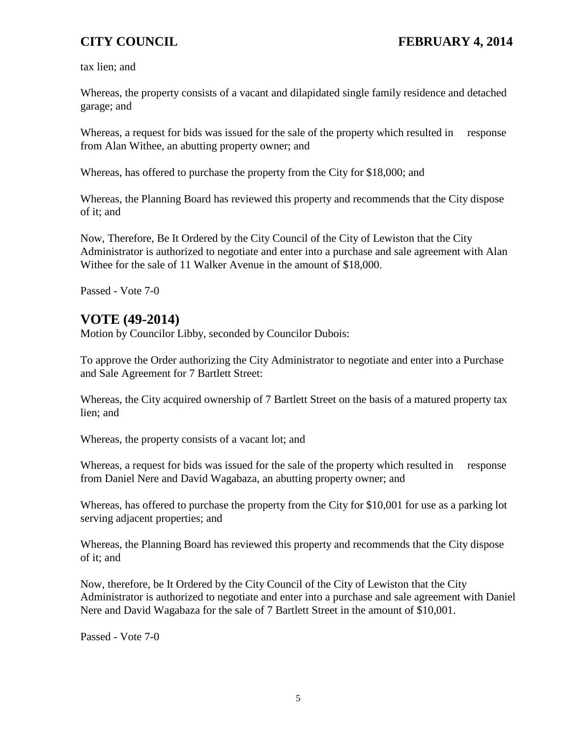tax lien; and

Whereas, the property consists of a vacant and dilapidated single family residence and detached garage; and

Whereas, a request for bids was issued for the sale of the property which resulted in response from Alan Withee, an abutting property owner; and

Whereas, has offered to purchase the property from the City for $18,000; and

Whereas, the Planning Board has reviewed this property and recommends that the City dispose of it; and

Now, Therefore, Be It Ordered by the City Council of the City of Lewiston that the City Administrator is authorized to negotiate and enter into a purchase and sale agreement with Alan Withee for the sale of 11 Walker Avenue in the amount of $18,000.

Passed - Vote 7-0

## VOTE (49-2014)

Motion by Councilor Libby, seconded by Councilor Dubois:

To approve the Order authorizing the City Administrator to negotiate and enter into a Purchase and Sale Agreement for 7 Bartlett Street:

Whereas, the City acquired ownership of 7 Bartlett Street on the basis of a matured property tax lien; and

Whereas, the property consists of a vacant lot; and

Whereas, a request for bids was issued for the sale of the property which resulted in response from Daniel Nere and David Wagabaza, an abutting property owner; and

Whereas, has offered to purchase the property from the City for $10,001 for use as a parking lot serving adjacent properties; and

Whereas, the Planning Board has reviewed this property and recommends that the City dispose of it; and

Now, therefore, be It Ordered by the City Council of the City of Lewiston that the City Administrator is authorized to negotiate and enter into a purchase and sale agreement with Daniel Nere and David Wagabaza for the sale of 7 Bartlett Street in the amount of $10,001.

Passed - Vote 7-0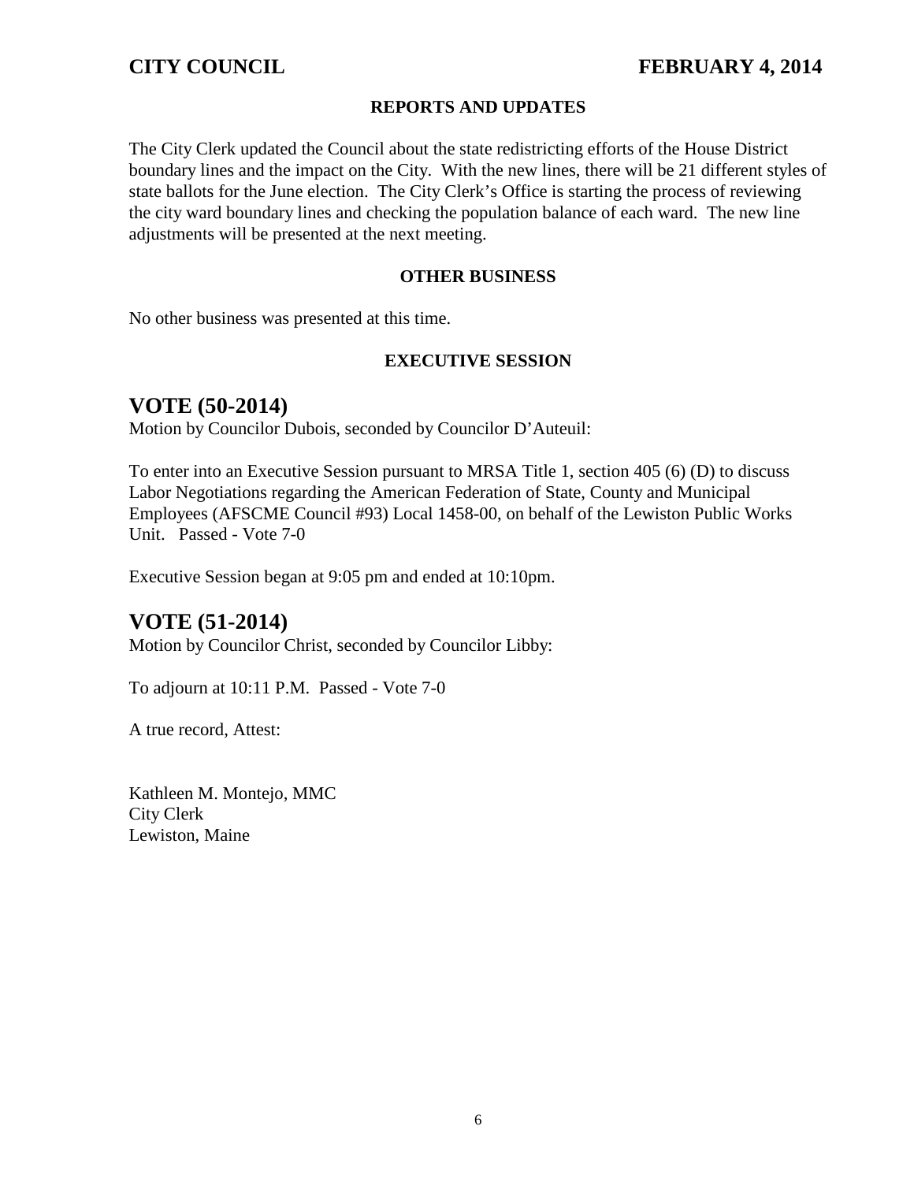## REPORTS AND UPDATES

The City Clerk updated the Council about the state redistricting efforts of the House District boundary lines and the impact on the City. With the new lines, there will be 21 different styles of state ballots for the June election. The City Clerk's Office is starting the process of reviewing the city ward boundary lines and checking the population balance of each ward. The new line adjustments will be presented at the next meeting.

## OTHER BUSINESS

No other business was presented at this time.

## EXECUTIVE SESSION

# VOTE (50-2014)

Motion by Councilor Dubois, seconded by Councilor D'Auteuil:

To enter into an Executive Session pursuant to MRSA Title 1, section 405 (6) (D) to discuss Labor Negotiations regarding the American Federation of State, County and Municipal Employees (AFSCME Council #93) Local 1458-00, on behalf of the Lewiston Public Works Unit. Passed - Vote 7-0

Executive Session began at 9:05 pm and ended at 10:10pm.

# VOTE (51-2014)

Motion by Councilor Christ, seconded by Councilor Libby:

To adjourn at 10:11 P.M. Passed - Vote 7-0

A true record, Attest:

Kathleen M. Montejo, MMC
City Clerk
Lewiston, Maine